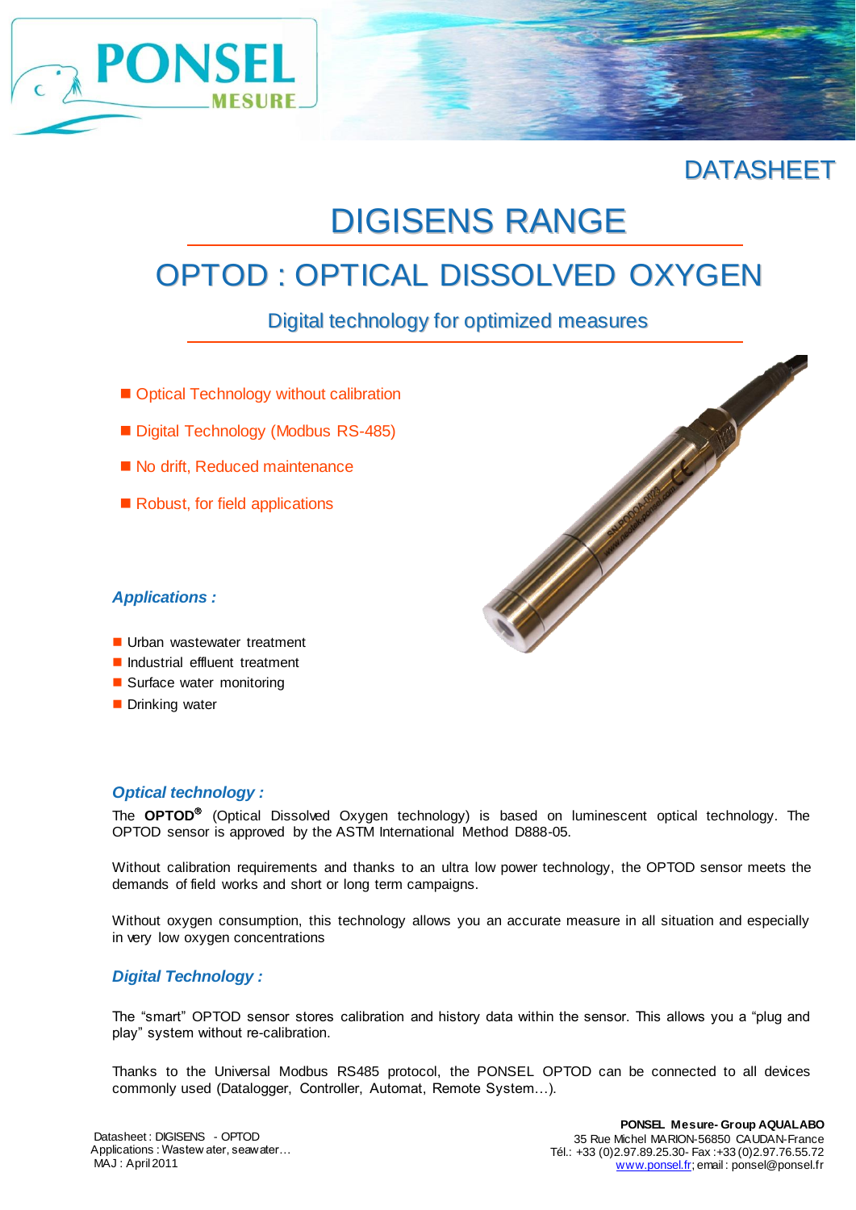DATASHEET

# DIGISENS RANGE

# OPTOD : OPTICAL DISSOLVED OXYGEN

## Digital technology for optimized measures

- Optical Technology without calibration
- Digital Technology (Modbus RS-485)
- No drift, Reduced maintenance
- Robust, for field applications

### *Applications :*

- Urban wastewater treatment
- Industrial effluent treatment
- Surface water monitoring
- Drinking water

### *Optical technology :*

The **OPTOD®** (Optical Dissolved Oxygen technology) is based on luminescent optical technology. The OPTOD sensor is approved by the ASTM International Method D888-05.

Without calibration requirements and thanks to an ultra low power technology, the OPTOD sensor meets the demands of field works and short or long term campaigns.

Without oxygen consumption, this technology allows you an accurate measure in all situation and especially in very low oxygen concentrations

### *Digital Technology :*

The "smart" OPTOD sensor stores calibration and history data within the sensor. This allows you a "plug and play" system without re-calibration.

Thanks to the Universal Modbus RS485 protocol, the PONSEL OPTOD can be connected to all devices commonly used (Datalogger, Controller, Automat, Remote System…).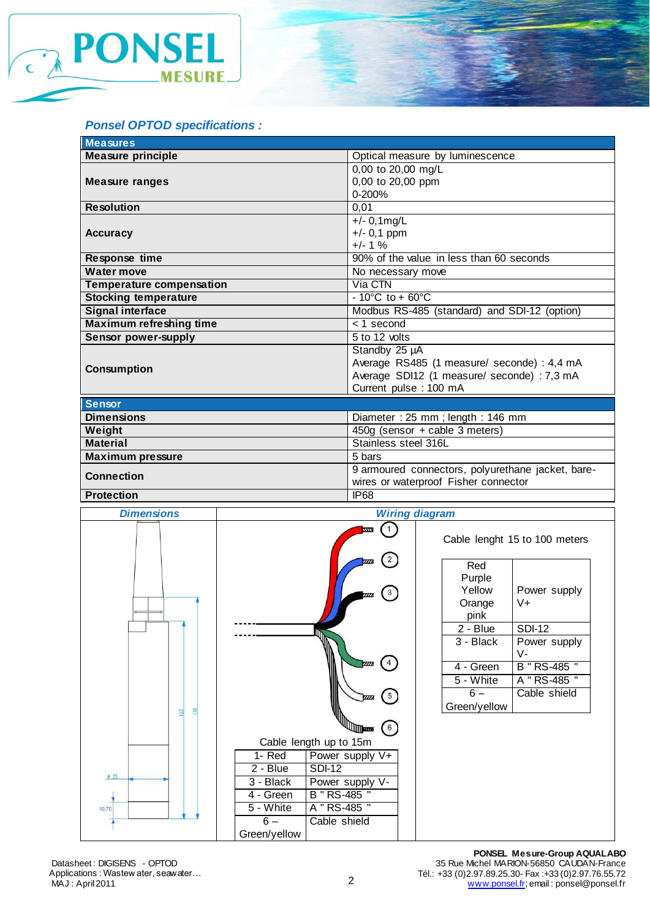## *Ponsel OPTOD specifications :*

| Measures | |
|---|---|
| **Measure principle** | Optical measure by luminescence |
| **Measure ranges** | 0,00 to 20,00 mg/L<br>0,00 to 20,00 ppm<br>0-200% |
| **Resolution** | 0,01 |
| **Accuracy** | +/- 0,1mg/L<br>+/- 0,1 ppm<br>+/- 1 % |
| **Response time** | 90% of the value in less than 60 seconds |
| **Water move** | No necessary move |
| **Temperature compensation** | Via CTN |
| **Stocking temperature** | - 10°C to + 60°C |
| **Signal interface** | Modbus RS-485 (standard) and SDI-12 (option) |
| **Maximum refreshing time** | < 1 second |
| **Sensor power-supply** | 5 to 12 volts |
| **Consumption** | Standby 25 µA<br>Average RS485 (1 measure/ seconde) : 4,4 mA<br>Average SDI12 (1 measure/ seconde) : 7,3 mA<br>Current pulse : 100 mA |

| Sensor | |
|---|---|
| **Dimensions** | Diameter : 25 mm ; length : 146 mm |
| **Weight** | 450g (sensor + cable 3 meters) |
| **Material** | Stainless steel 316L |
| **Maximum pressure** | 5 bars |
| **Connection** | 9 armoured connectors, polyurethane jacket, bare-wires or waterproof Fisher connector |
| **Protection** | IP68 |

***Dimensions***

ø 25

10,70

123

138

***Wiring diagram***

Cable length up to 15m

| | |
|---|---|
| 1- Red | Power supply V+ |
| 2 - Blue | SDI-12 |
| 3 - Black | Power supply V- |
| 4 - Green | B " RS-485 " |
| 5 - White | A " RS-485 " |
| 6 – Green/yellow | Cable shield |

Cable lenght 15 to 100 meters

| | |
|---|---|
| Red<br>Purple<br>Yellow<br>Orange<br>pink | Power supply V+ |
| 2 - Blue | SDI-12 |
| 3 - Black | Power supply V- |
| 4 - Green | B " RS-485 " |
| 5 - White | A " RS-485 " |
| 6 – Green/yellow | Cable shield |

Datasheet : DIGISENS - OPTOD
Applications : Wastewater, seawater…
MAJ : April 2011

**PONSEL Mesure-Group AQUALABO**
35 Rue Michel MARION-56850 CAUDAN-France
Tél.: +33 (0)2.97.89.25.30- Fax :+33 (0)2.97.76.55.72
www.ponsel.fr; email : ponsel@ponsel.fr